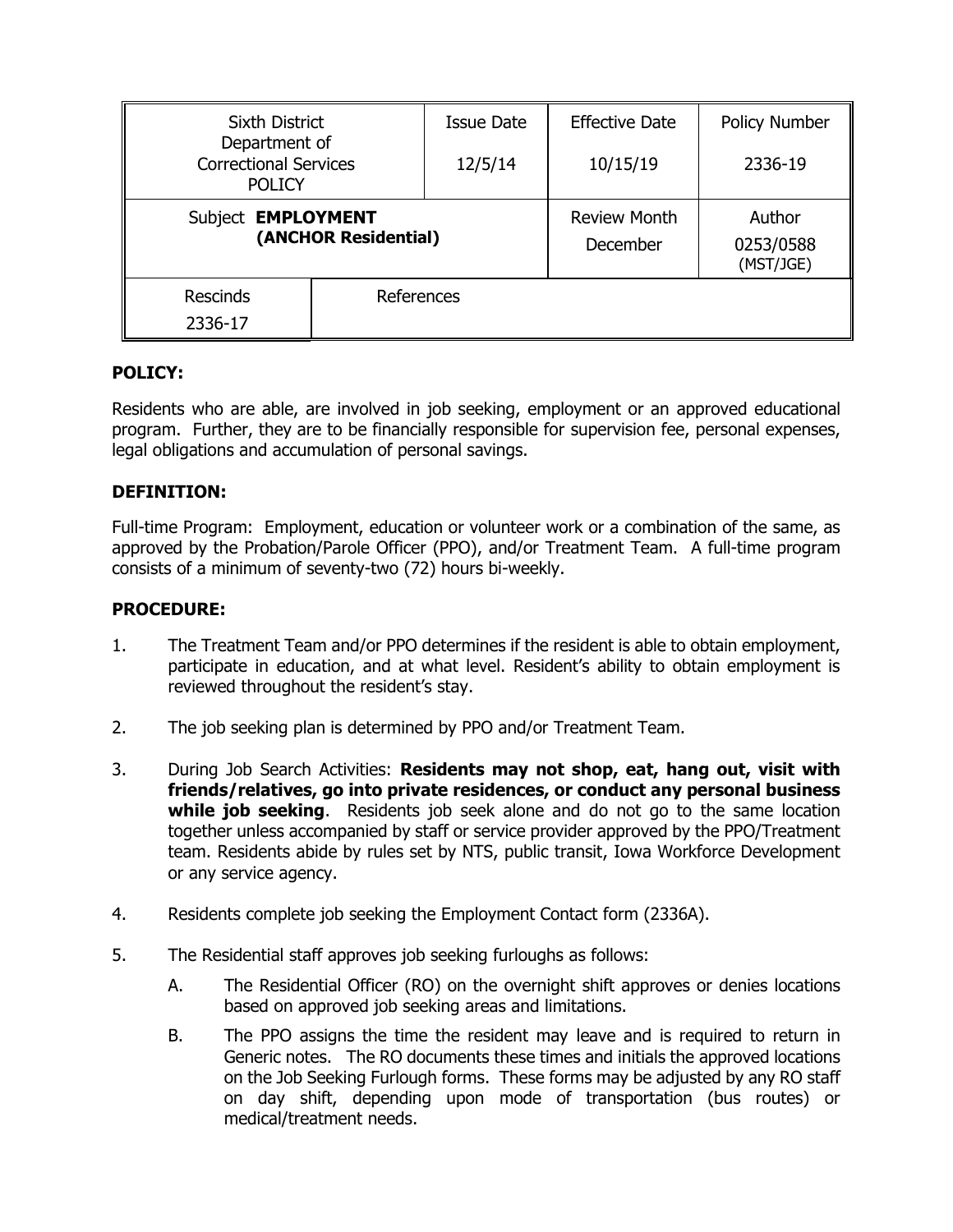| Sixth District Department of Correctional Services POLICY | | Issue Date 12/5/14 | Effective Date 10/15/19 | Policy Number 2336-19 |
|---|---|---|---|---|
| Subject **EMPLOYMENT (ANCHOR Residential)** | | | Review Month December | Author 0253/0588 (MST/JGE) |
| Rescinds 2336-17 | References | | | |

**POLICY:**

Residents who are able, are involved in job seeking, employment or an approved educational program. Further, they are to be financially responsible for supervision fee, personal expenses, legal obligations and accumulation of personal savings.

**DEFINITION:**

Full-time Program: Employment, education or volunteer work or a combination of the same, as approved by the Probation/Parole Officer (PPO), and/or Treatment Team. A full-time program consists of a minimum of seventy-two (72) hours bi-weekly.

**PROCEDURE:**

1. The Treatment Team and/or PPO determines if the resident is able to obtain employment, participate in education, and at what level. Resident's ability to obtain employment is reviewed throughout the resident's stay.

2. The job seeking plan is determined by PPO and/or Treatment Team.

3. During Job Search Activities: **Residents may not shop, eat, hang out, visit with friends/relatives, go into private residences, or conduct any personal business while job seeking**. Residents job seek alone and do not go to the same location together unless accompanied by staff or service provider approved by the PPO/Treatment team. Residents abide by rules set by NTS, public transit, Iowa Workforce Development or any service agency.

4. Residents complete job seeking the Employment Contact form (2336A).

5. The Residential staff approves job seeking furloughs as follows:

   A. The Residential Officer (RO) on the overnight shift approves or denies locations based on approved job seeking areas and limitations.

   B. The PPO assigns the time the resident may leave and is required to return in Generic notes. The RO documents these times and initials the approved locations on the Job Seeking Furlough forms. These forms may be adjusted by any RO staff on day shift, depending upon mode of transportation (bus routes) or medical/treatment needs.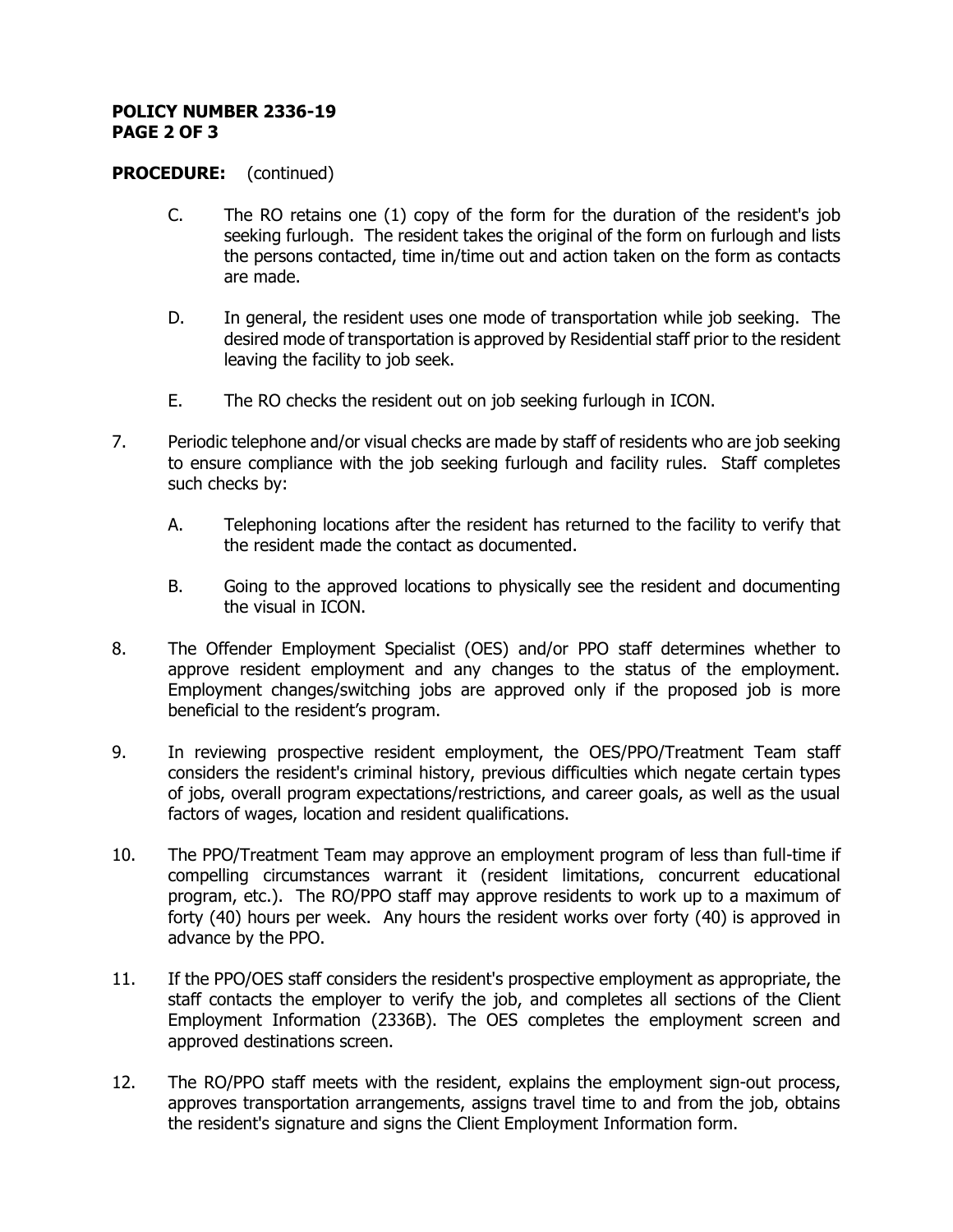**PROCEDURE:** (continued)

C. The RO retains one (1) copy of the form for the duration of the resident's job seeking furlough. The resident takes the original of the form on furlough and lists the persons contacted, time in/time out and action taken on the form as contacts are made.

D. In general, the resident uses one mode of transportation while job seeking. The desired mode of transportation is approved by Residential staff prior to the resident leaving the facility to job seek.

E. The RO checks the resident out on job seeking furlough in ICON.

7. Periodic telephone and/or visual checks are made by staff of residents who are job seeking to ensure compliance with the job seeking furlough and facility rules. Staff completes such checks by:

   A. Telephoning locations after the resident has returned to the facility to verify that the resident made the contact as documented.

   B. Going to the approved locations to physically see the resident and documenting the visual in ICON.

8. The Offender Employment Specialist (OES) and/or PPO staff determines whether to approve resident employment and any changes to the status of the employment. Employment changes/switching jobs are approved only if the proposed job is more beneficial to the resident's program.

9. In reviewing prospective resident employment, the OES/PPO/Treatment Team staff considers the resident's criminal history, previous difficulties which negate certain types of jobs, overall program expectations/restrictions, and career goals, as well as the usual factors of wages, location and resident qualifications.

10. The PPO/Treatment Team may approve an employment program of less than full-time if compelling circumstances warrant it (resident limitations, concurrent educational program, etc.). The RO/PPO staff may approve residents to work up to a maximum of forty (40) hours per week. Any hours the resident works over forty (40) is approved in advance by the PPO.

11. If the PPO/OES staff considers the resident's prospective employment as appropriate, the staff contacts the employer to verify the job, and completes all sections of the Client Employment Information (2336B). The OES completes the employment screen and approved destinations screen.

12. The RO/PPO staff meets with the resident, explains the employment sign-out process, approves transportation arrangements, assigns travel time to and from the job, obtains the resident's signature and signs the Client Employment Information form.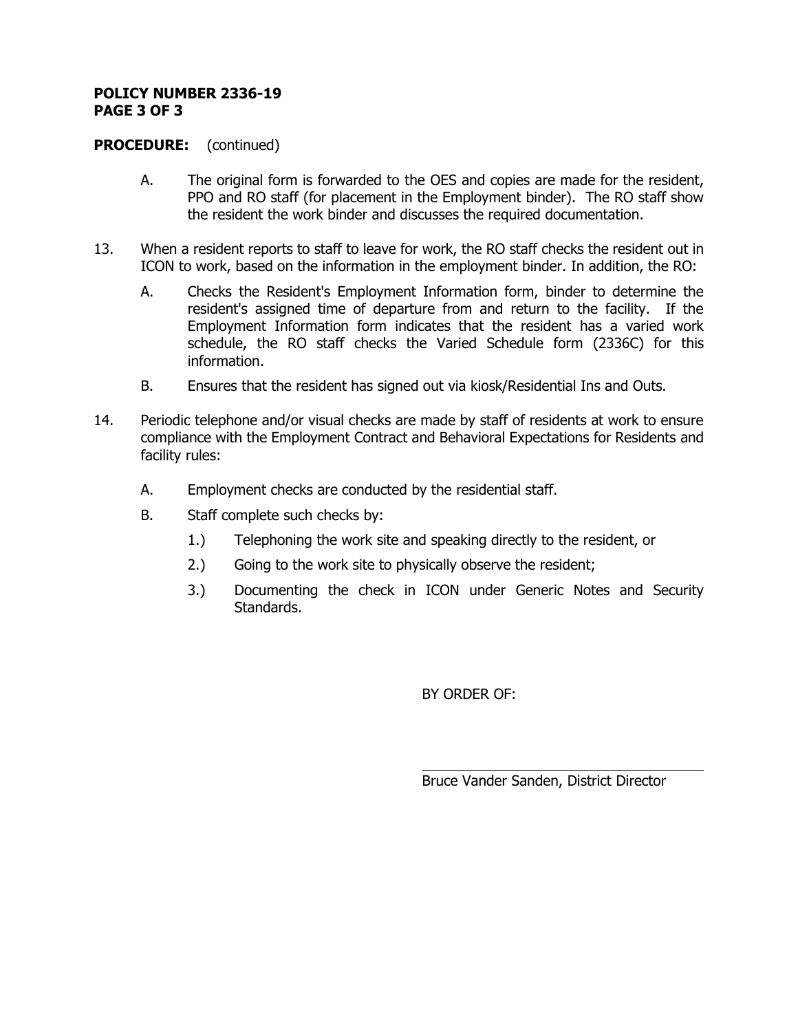**PROCEDURE:** (continued)

A. The original form is forwarded to the OES and copies are made for the resident, PPO and RO staff (for placement in the Employment binder). The RO staff show the resident the work binder and discusses the required documentation.

13. When a resident reports to staff to leave for work, the RO staff checks the resident out in ICON to work, based on the information in the employment binder. In addition, the RO:

    A. Checks the Resident's Employment Information form, binder to determine the resident's assigned time of departure from and return to the facility. If the Employment Information form indicates that the resident has a varied work schedule, the RO staff checks the Varied Schedule form (2336C) for this information.

    B. Ensures that the resident has signed out via kiosk/Residential Ins and Outs.

14. Periodic telephone and/or visual checks are made by staff of residents at work to ensure compliance with the Employment Contract and Behavioral Expectations for Residents and facility rules:

    A. Employment checks are conducted by the residential staff.

    B. Staff complete such checks by:

        1.) Telephoning the work site and speaking directly to the resident, or

        2.) Going to the work site to physically observe the resident;

        3.) Documenting the check in ICON under Generic Notes and Security Standards.

BY ORDER OF:

Bruce Vander Sanden, District Director